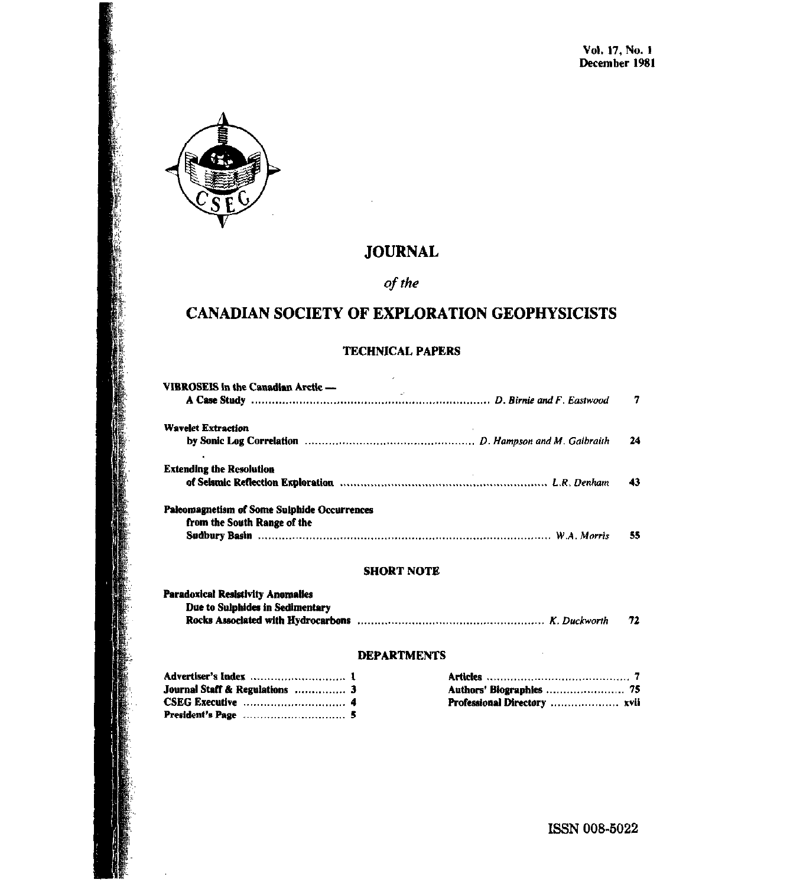Vol. 17, No. 1
December 1981

# JOURNAL

*of the*

# CANADIAN SOCIETY OF EXPLORATION GEOPHYSICISTS

## TECHNICAL PAPERS

**VIBROSEIS in the Canadian Arctic — A Case Study** ........ *D. Birnie and F. Eastwood* 7

**Wavelet Extraction by Sonic Log Correlation** ........ *D. Hampson and M. Galbraith* 24

**Extending the Resolution of Seismic Reflection Exploration** ........ *L.R. Denham* 43

**Paleomagnetism of Some Sulphide Occurrences from the South Range of the Sudbury Basin** ........ *W.A. Morris* 55

## SHORT NOTE

**Paradoxical Resistivity Anomalies Due to Sulphides in Sedimentary Rocks Associated with Hydrocarbons** ........ *K. Duckworth* 72

## DEPARTMENTS

**Advertiser's Index** ........ 1
**Journal Staff & Regulations** ........ 3
**CSEG Executive** ........ 4
**President's Page** ........ 5
**Articles** ........ 7
**Authors' Biographies** ........ 75
**Professional Directory** ........ xvii

ISSN 008-5022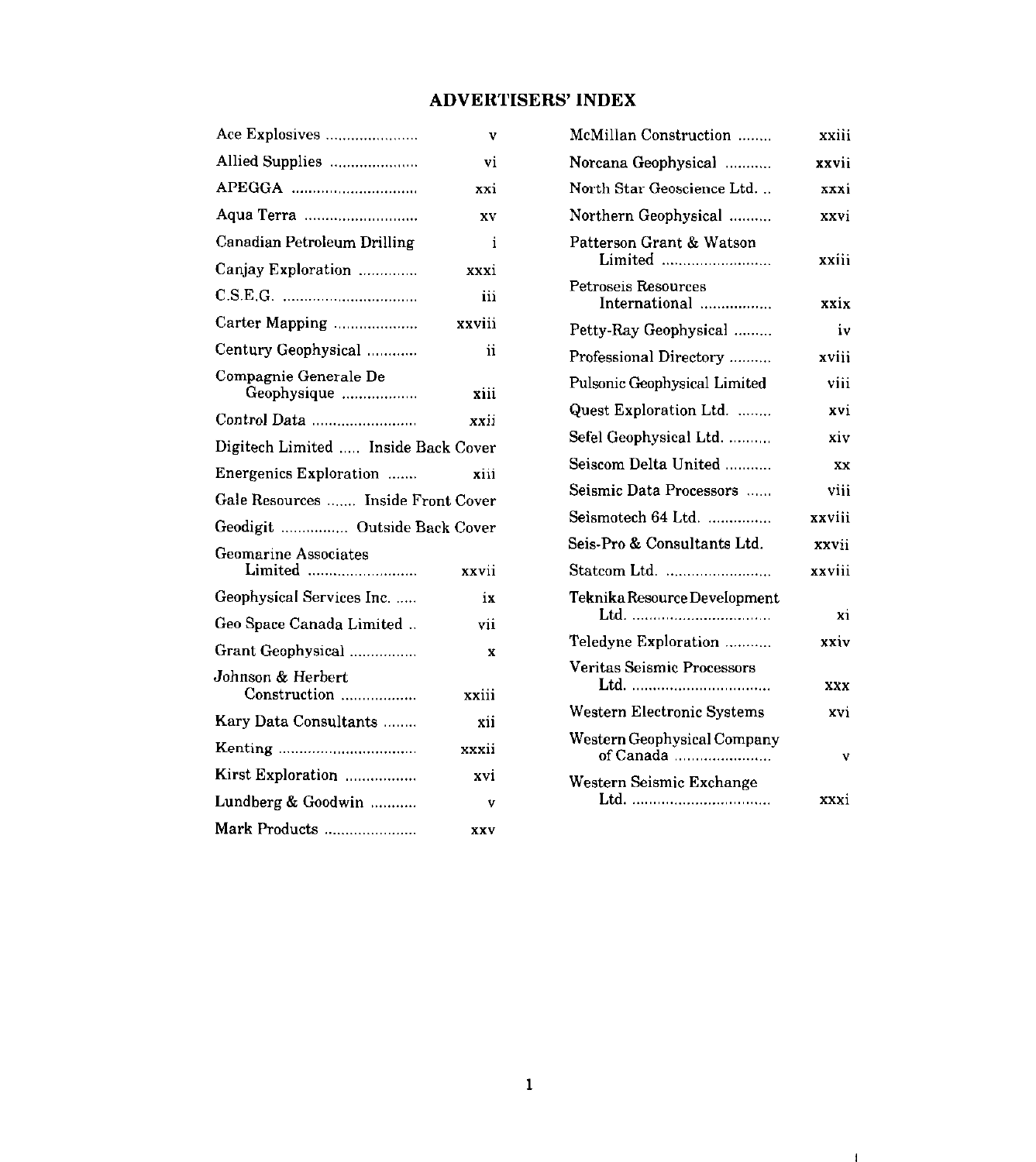## ADVERTISERS' INDEX

| Advertiser | Page |
|---|---|
| Ace Explosives | v |
| Allied Supplies | vi |
| APEGGA | xxi |
| Aqua Terra | xv |
| Canadian Petroleum Drilling | i |
| Canjay Exploration | xxxi |
| C.S.E.G. | iii |
| Carter Mapping | xxviii |
| Century Geophysical | ii |
| Compagnie Generale De Geophysique | xiii |
| Control Data | xxii |
| Digitech Limited | Inside Back Cover |
| Energenics Exploration | xiii |
| Gale Resources | Inside Front Cover |
| Geodigit | Outside Back Cover |
| Geomarine Associates Limited | xxvii |
| Geophysical Services Inc. | ix |
| Geo Space Canada Limited | vii |
| Grant Geophysical | x |
| Johnson & Herbert Construction | xxiii |
| Kary Data Consultants | xii |
| Kenting | xxxii |
| Kirst Exploration | xvi |
| Lundberg & Goodwin | v |
| Mark Products | xxv |
| McMillan Construction | xxiii |
| Norcana Geophysical | xxvii |
| North Star Geoscience Ltd. | xxxi |
| Northern Geophysical | xxvi |
| Patterson Grant & Watson Limited | xxiii |
| Petroseis Resources International | xxix |
| Petty-Ray Geophysical | iv |
| Professional Directory | xviii |
| Pulsonic Geophysical Limited | viii |
| Quest Exploration Ltd. | xvi |
| Sefel Geophysical Ltd. | xiv |
| Seiscom Delta United | xx |
| Seismic Data Processors | viii |
| Seismotech 64 Ltd. | xxviii |
| Seis-Pro & Consultants Ltd. | xxvii |
| Statcom Ltd. | xxviii |
| Teknika Resource Development Ltd. | xi |
| Teledyne Exploration | xxiv |
| Veritas Seismic Processors Ltd. | xxx |
| Western Electronic Systems | xvi |
| Western Geophysical Company of Canada | v |
| Western Seismic Exchange Ltd. | xxxi |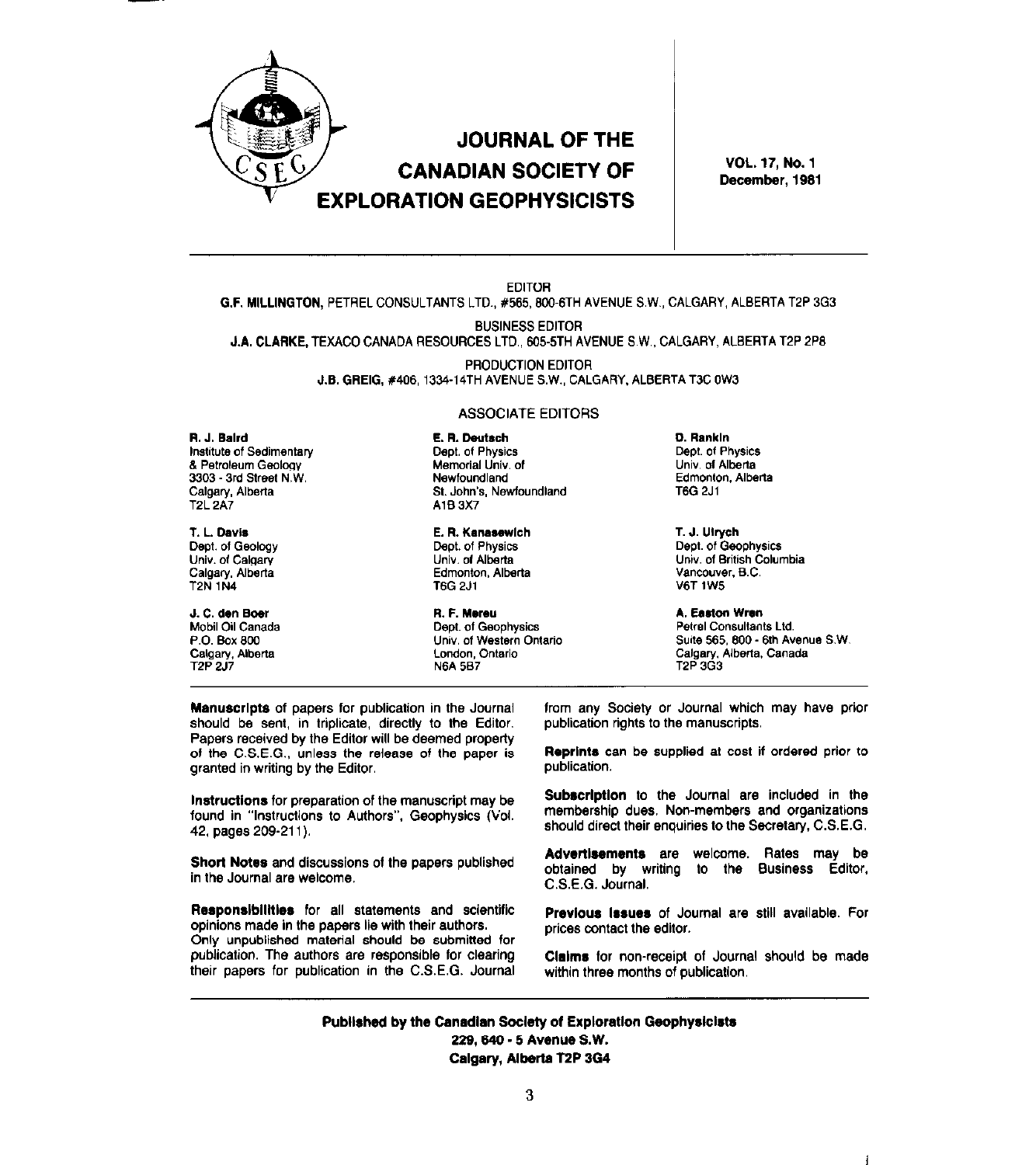# JOURNAL OF THE CANADIAN SOCIETY OF EXPLORATION GEOPHYSICISTS

**VOL. 17, No. 1**
**December, 1981**

EDITOR
**G.F. MILLINGTON**, PETREL CONSULTANTS LTD., #565, 800-6TH AVENUE S.W., CALGARY, ALBERTA T2P 3G3

BUSINESS EDITOR
**J.A. CLARKE**, TEXACO CANADA RESOURCES LTD., 605-5TH AVENUE S.W., CALGARY, ALBERTA T2P 2P8

PRODUCTION EDITOR
**J.B. GREIG**, #406, 1334-14TH AVENUE S.W., CALGARY, ALBERTA T3C 0W3

## ASSOCIATE EDITORS

**R. J. Baird**
Institute of Sedimentary & Petroleum Geology
3303 - 3rd Street N.W.
Calgary, Alberta
T2L 2A7

**T. L. Davis**
Dept. of Geology
Univ. of Calgary
Calgary, Alberta
T2N 1N4

**J. C. den Boer**
Mobil Oil Canada
P.O. Box 800
Calgary, Alberta
T2P 2J7

**E. R. Deutsch**
Dept. of Physics
Memorial Univ. of Newfoundland
St. John's, Newfoundland
A1B 3X7

**E. R. Kanasewich**
Dept. of Physics
Univ. of Alberta
Edmonton, Alberta
T6G 2J1

**R. F. Mereu**
Dept. of Geophysics
Univ. of Western Ontario
London, Ontario
N6A 5B7

**D. Rankin**
Dept. of Physics
Univ. of Alberta
Edmonton, Alberta
T6G 2J1

**T. J. Ulrych**
Dept. of Geophysics
Univ. of British Columbia
Vancouver, B.C.
V6T 1W5

**A. Easton Wren**
Petrel Consultants Ltd.
Suite 565, 800 - 6th Avenue S.W.
Calgary, Alberta, Canada
T2P 3G3

---

**Manuscripts** of papers for publication in the Journal should be sent, in triplicate, directly to the Editor. Papers received by the Editor will be deemed property of the C.S.E.G., unless the release of the paper is granted in writing by the Editor.

**Instructions** for preparation of the manuscript may be found in "Instructions to Authors", Geophysics (Vol. 42, pages 209-211).

**Short Notes** and discussions of the papers published in the Journal are welcome.

**Responsibilities** for all statements and scientific opinions made in the papers lie with their authors. Only unpublished material should be submitted for publication. The authors are responsible for clearing their papers for publication in the C.S.E.G. Journal from any Society or Journal which may have prior publication rights to the manuscripts.

**Reprints** can be supplied at cost if ordered prior to publication.

**Subscription** to the Journal are included in the membership dues. Non-members and organizations should direct their enquiries to the Secretary, C.S.E.G.

**Advertisements** are welcome. Rates may be obtained by writing to the Business Editor, C.S.E.G. Journal.

**Previous Issues** of Journal are still available. For prices contact the editor.

**Claims** for non-receipt of Journal should be made within three months of publication.

---

**Published by the Canadian Society of Exploration Geophysicists**
**229, 640 - 5 Avenue S.W.**
**Calgary, Alberta T2P 3G4**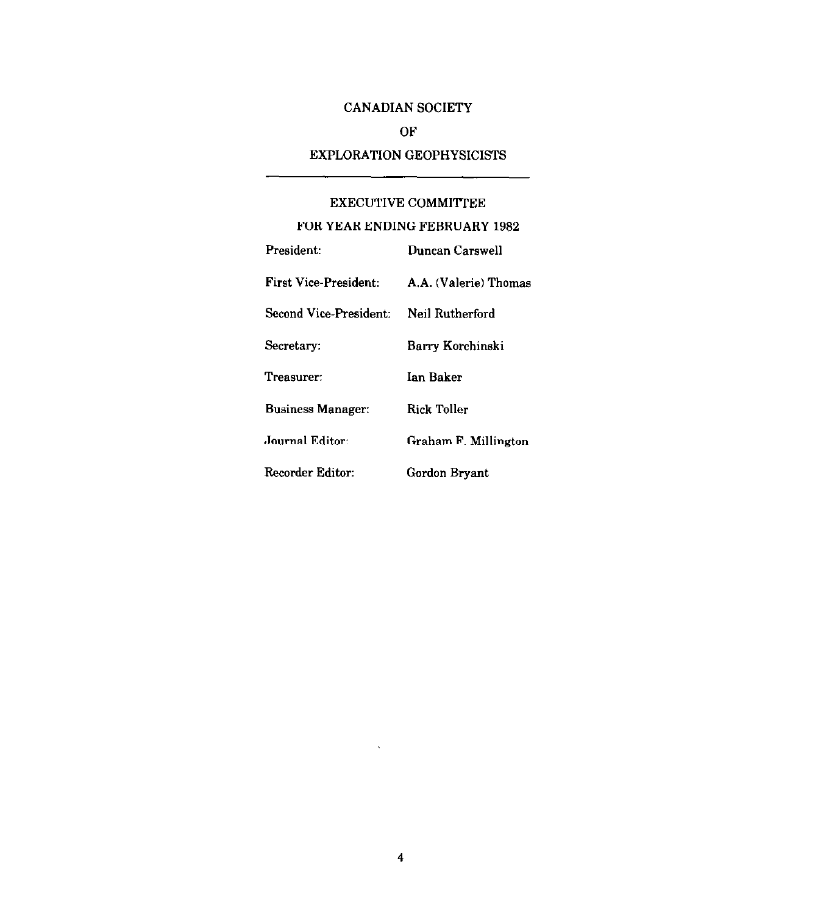# CANADIAN SOCIETY

# OF

# EXPLORATION GEOPHYSICISTS

---

## EXECUTIVE COMMITTEE

## FOR YEAR ENDING FEBRUARY 1982

| | |
|---|---|
| President: | Duncan Carswell |
| First Vice-President: | A.A. (Valerie) Thomas |
| Second Vice-President: | Neil Rutherford |
| Secretary: | Barry Korchinski |
| Treasurer: | Ian Baker |
| Business Manager: | Rick Toller |
| Journal Editor: | Graham F. Millington |
| Recorder Editor: | Gordon Bryant |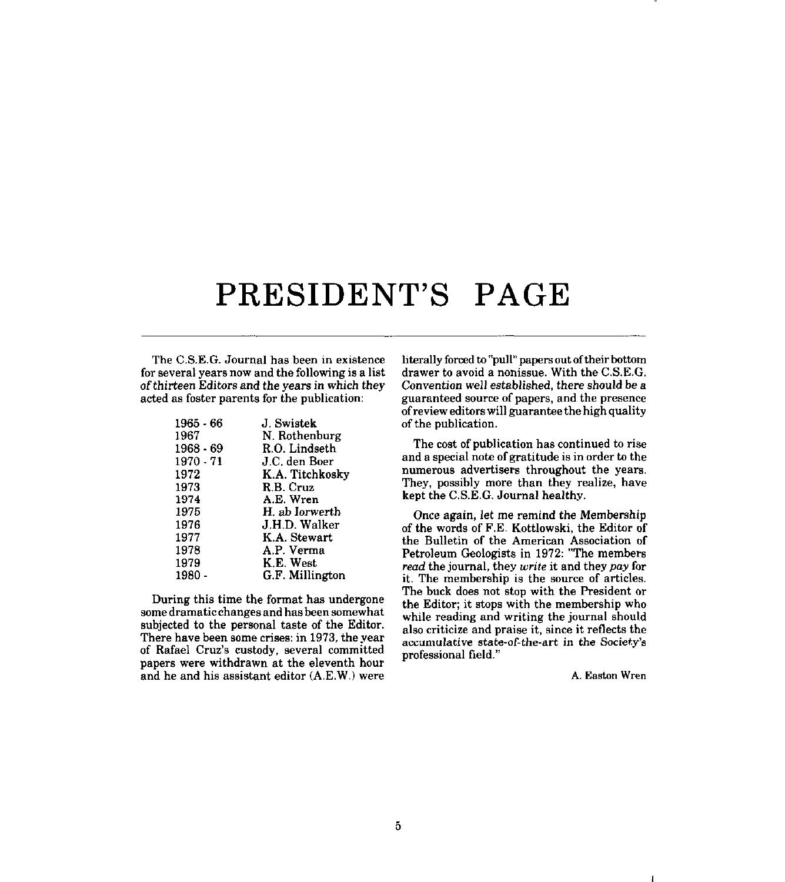# PRESIDENT'S PAGE

The C.S.E.G. Journal has been in existence for several years now and the following is a list of thirteen Editors and the years in which they acted as foster parents for the publication:

| | |
|---|---|
| 1965 - 66 | J. Swistek |
| 1967 | N. Rothenburg |
| 1968 - 69 | R.O. Lindseth |
| 1970 - 71 | J.C. den Boer |
| 1972 | K.A. Titchkosky |
| 1973 | R.B. Cruz |
| 1974 | A.E. Wren |
| 1975 | H. ab Iorwerth |
| 1976 | J.H.D. Walker |
| 1977 | K.A. Stewart |
| 1978 | A.P. Verma |
| 1979 | K.E. West |
| 1980 - | G.F. Millington |

During this time the format has undergone some dramatic changes and has been somewhat subjected to the personal taste of the Editor. There have been some crises: in 1973, the year of Rafael Cruz's custody, several committed papers were withdrawn at the eleventh hour and he and his assistant editor (A.E.W.) were literally forced to "pull" papers out of their bottom drawer to avoid a nonissue. With the C.S.E.G. Convention well established, there should be a guaranteed source of papers, and the presence of review editors will guarantee the high quality of the publication.

The cost of publication has continued to rise and a special note of gratitude is in order to the numerous advertisers throughout the years. They, possibly more than they realize, have kept the C.S.E.G. Journal healthy.

Once again, let me remind the Membership of the words of F.E. Kottlowski, the Editor of the Bulletin of the American Association of Petroleum Geologists in 1972: "The members *read* the journal, they *write* it and they *pay* for it. The membership is the source of articles. The buck does not stop with the President or the Editor; it stops with the membership who while reading and writing the journal should also criticize and praise it, since it reflects the accumulative state-of-the-art in the Society's professional field."

A. Easton Wren